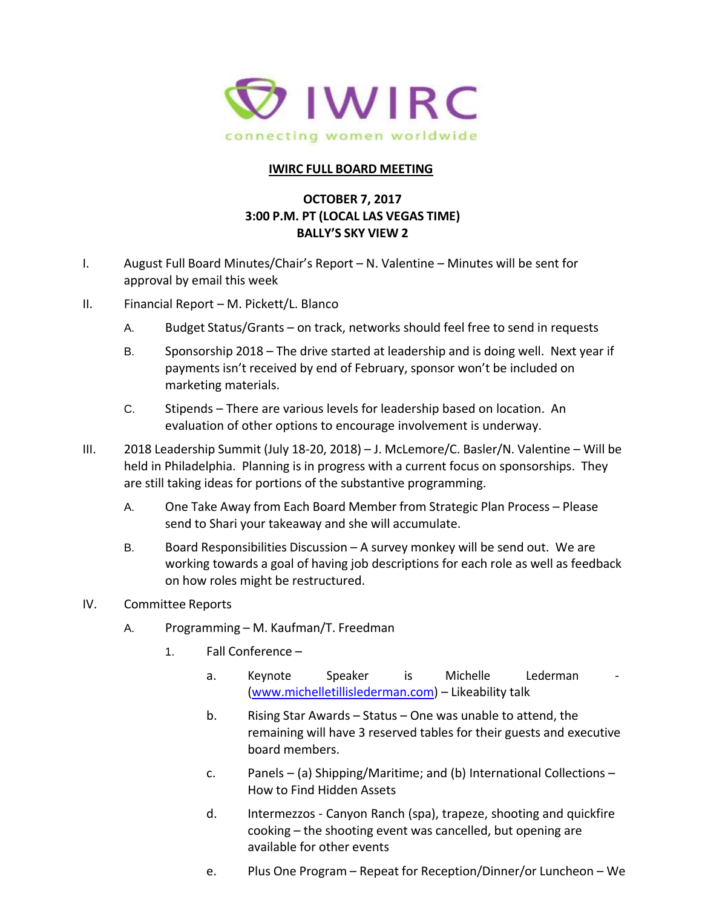IWIRC

connecting women worldwide

**IWIRC FULL BOARD MEETING**

**OCTOBER 7, 2017**
**3:00 P.M. PT (LOCAL LAS VEGAS TIME)**
**BALLY'S SKY VIEW 2**

I. August Full Board Minutes/Chair's Report – N. Valentine – Minutes will be sent for approval by email this week

II. Financial Report – M. Pickett/L. Blanco

   A. Budget Status/Grants – on track, networks should feel free to send in requests

   B. Sponsorship 2018 – The drive started at leadership and is doing well. Next year if payments isn't received by end of February, sponsor won't be included on marketing materials.

   C. Stipends – There are various levels for leadership based on location. An evaluation of other options to encourage involvement is underway.

III. 2018 Leadership Summit (July 18-20, 2018) – J. McLemore/C. Basler/N. Valentine – Will be held in Philadelphia. Planning is in progress with a current focus on sponsorships. They are still taking ideas for portions of the substantive programming.

   A. One Take Away from Each Board Member from Strategic Plan Process – Please send to Shari your takeaway and she will accumulate.

   B. Board Responsibilities Discussion – A survey monkey will be send out. We are working towards a goal of having job descriptions for each role as well as feedback on how roles might be restructured.

IV. Committee Reports

   A. Programming – M. Kaufman/T. Freedman

      1. Fall Conference –

         a. Keynote Speaker is Michelle Lederman - (www.michelletillislederman.com) – Likeability talk

         b. Rising Star Awards – Status – One was unable to attend, the remaining will have 3 reserved tables for their guests and executive board members.

         c. Panels – (a) Shipping/Maritime; and (b) International Collections – How to Find Hidden Assets

         d. Intermezzos - Canyon Ranch (spa), trapeze, shooting and quickfire cooking – the shooting event was cancelled, but opening are available for other events

         e. Plus One Program – Repeat for Reception/Dinner/or Luncheon – We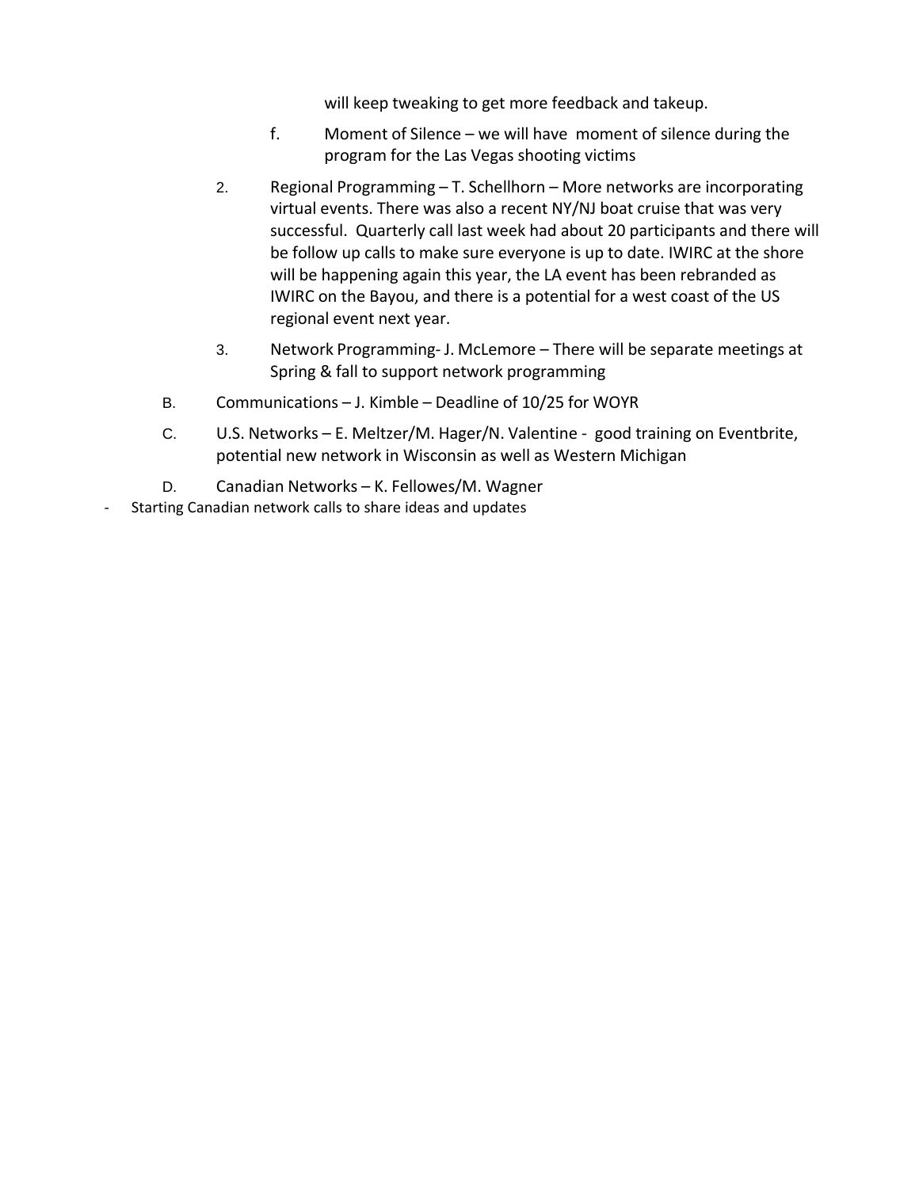will keep tweaking to get more feedback and takeup.

f. Moment of Silence – we will have moment of silence during the program for the Las Vegas shooting victims

2. Regional Programming – T. Schellhorn – More networks are incorporating virtual events. There was also a recent NY/NJ boat cruise that was very successful. Quarterly call last week had about 20 participants and there will be follow up calls to make sure everyone is up to date. IWIRC at the shore will be happening again this year, the LA event has been rebranded as IWIRC on the Bayou, and there is a potential for a west coast of the US regional event next year.

3. Network Programming- J. McLemore – There will be separate meetings at Spring & fall to support network programming

B. Communications – J. Kimble – Deadline of 10/25 for WOYR

C. U.S. Networks – E. Meltzer/M. Hager/N. Valentine - good training on Eventbrite, potential new network in Wisconsin as well as Western Michigan

D. Canadian Networks – K. Fellowes/M. Wagner

- Starting Canadian network calls to share ideas and updates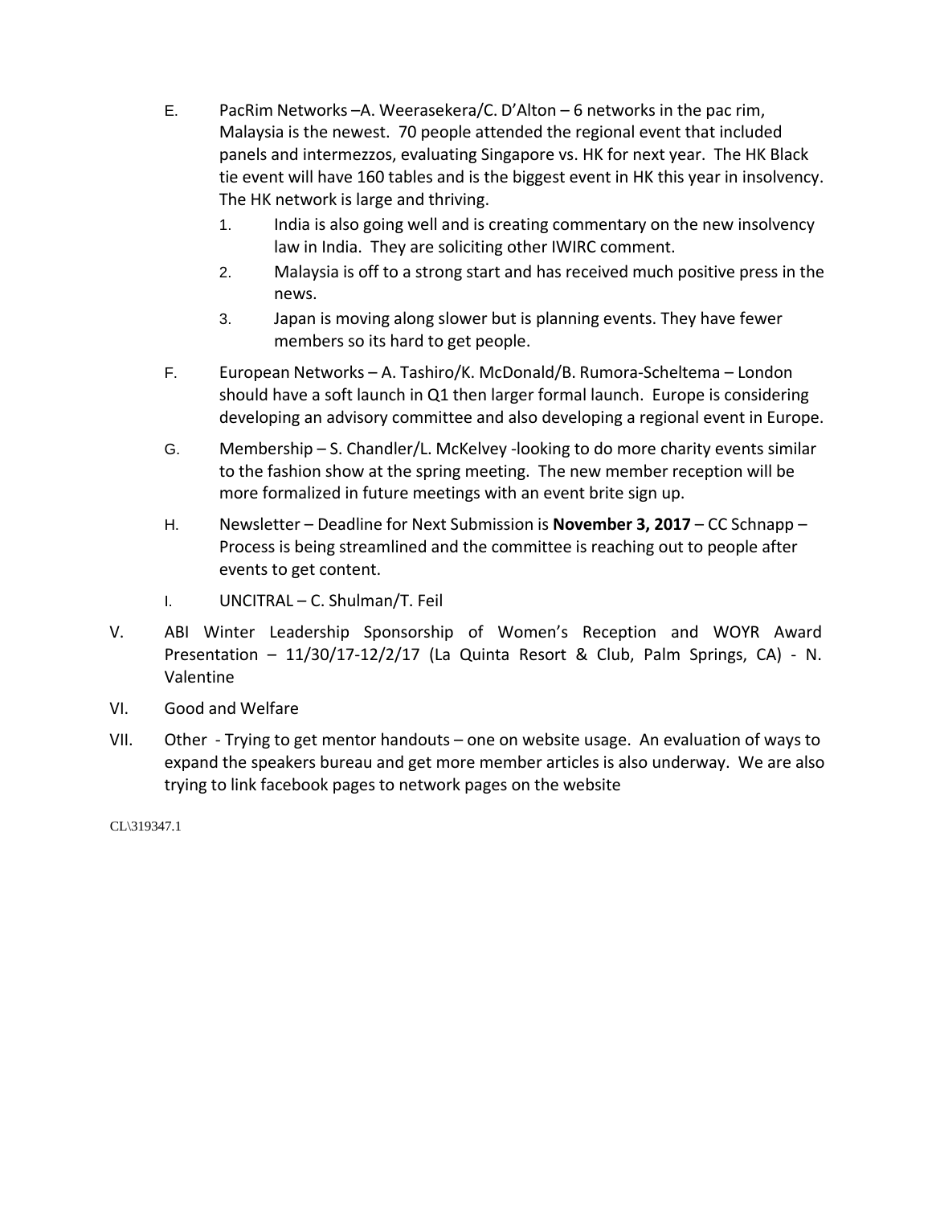E. PacRim Networks –A. Weerasekera/C. D'Alton – 6 networks in the pac rim, Malaysia is the newest. 70 people attended the regional event that included panels and intermezzos, evaluating Singapore vs. HK for next year. The HK Black tie event will have 160 tables and is the biggest event in HK this year in insolvency. The HK network is large and thriving.

   1. India is also going well and is creating commentary on the new insolvency law in India. They are soliciting other IWIRC comment.
   2. Malaysia is off to a strong start and has received much positive press in the news.
   3. Japan is moving along slower but is planning events. They have fewer members so its hard to get people.

F. European Networks – A. Tashiro/K. McDonald/B. Rumora-Scheltema – London should have a soft launch in Q1 then larger formal launch. Europe is considering developing an advisory committee and also developing a regional event in Europe.

G. Membership – S. Chandler/L. McKelvey -looking to do more charity events similar to the fashion show at the spring meeting. The new member reception will be more formalized in future meetings with an event brite sign up.

H. Newsletter – Deadline for Next Submission is **November 3, 2017** – CC Schnapp – Process is being streamlined and the committee is reaching out to people after events to get content.

I. UNCITRAL – C. Shulman/T. Feil

V. ABI Winter Leadership Sponsorship of Women's Reception and WOYR Award Presentation – 11/30/17-12/2/17 (La Quinta Resort & Club, Palm Springs, CA) - N. Valentine

VI. Good and Welfare

VII. Other - Trying to get mentor handouts – one on website usage. An evaluation of ways to expand the speakers bureau and get more member articles is also underway. We are also trying to link facebook pages to network pages on the website

CL\319347.1